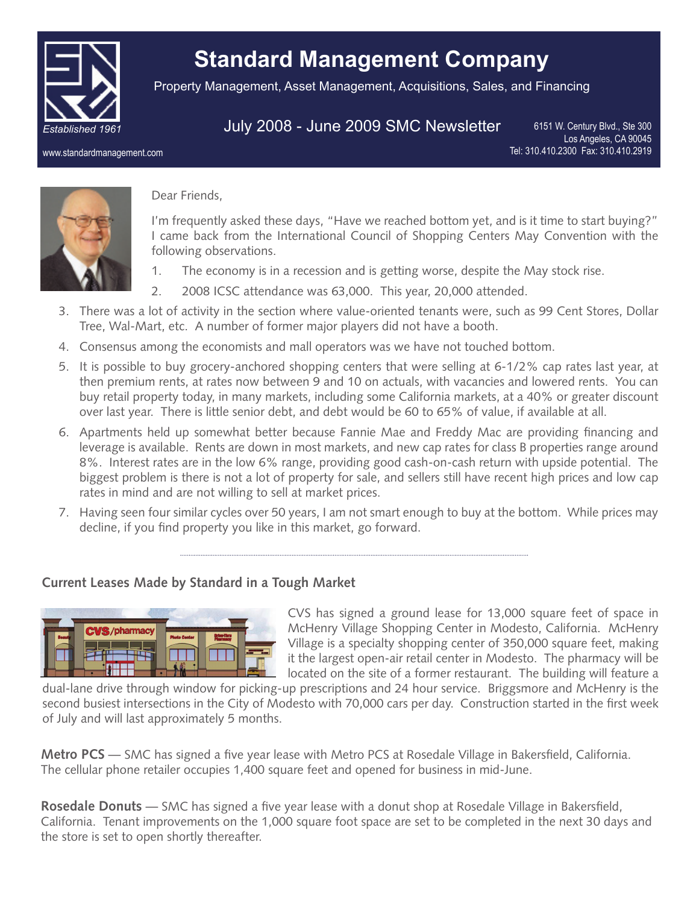# Standard Management Company

Property Management, Asset Management, Acquisitions, Sales, and Financing

*Established 1961*

July 2008 - June 2009 SMC Newsletter

6151 W. Century Blvd., Ste 300
Los Angeles, CA 90045
Tel: 310.410.2300 Fax: 310.410.2919

www.standardmanagement.com

Dear Friends,

I'm frequently asked these days, "Have we reached bottom yet, and is it time to start buying?" I came back from the International Council of Shopping Centers May Convention with the following observations.

1. The economy is in a recession and is getting worse, despite the May stock rise.
2. 2008 ICSC attendance was 63,000. This year, 20,000 attended.
3. There was a lot of activity in the section where value-oriented tenants were, such as 99 Cent Stores, Dollar Tree, Wal-Mart, etc. A number of former major players did not have a booth.
4. Consensus among the economists and mall operators was we have not touched bottom.
5. It is possible to buy grocery-anchored shopping centers that were selling at 6-1/2% cap rates last year, at then premium rents, at rates now between 9 and 10 on actuals, with vacancies and lowered rents. You can buy retail property today, in many markets, including some California markets, at a 40% or greater discount over last year. There is little senior debt, and debt would be 60 to 65% of value, if available at all.
6. Apartments held up somewhat better because Fannie Mae and Freddy Mac are providing financing and leverage is available. Rents are down in most markets, and new cap rates for class B properties range around 8%. Interest rates are in the low 6% range, providing good cash-on-cash return with upside potential. The biggest problem is there is not a lot of property for sale, and sellers still have recent high prices and low cap rates in mind and are not willing to sell at market prices.
7. Having seen four similar cycles over 50 years, I am not smart enough to buy at the bottom. While prices may decline, if you find property you like in this market, go forward.

## Current Leases Made by Standard in a Tough Market

CVS has signed a ground lease for 13,000 square feet of space in McHenry Village Shopping Center in Modesto, California. McHenry Village is a specialty shopping center of 350,000 square feet, making it the largest open-air retail center in Modesto. The pharmacy will be located on the site of a former restaurant. The building will feature a dual-lane drive through window for picking-up prescriptions and 24 hour service. Briggsmore and McHenry is the second busiest intersections in the City of Modesto with 70,000 cars per day. Construction started in the first week of July and will last approximately 5 months.

**Metro PCS** — SMC has signed a five year lease with Metro PCS at Rosedale Village in Bakersfield, California. The cellular phone retailer occupies 1,400 square feet and opened for business in mid-June.

**Rosedale Donuts** — SMC has signed a five year lease with a donut shop at Rosedale Village in Bakersfield, California. Tenant improvements on the 1,000 square foot space are set to be completed in the next 30 days and the store is set to open shortly thereafter.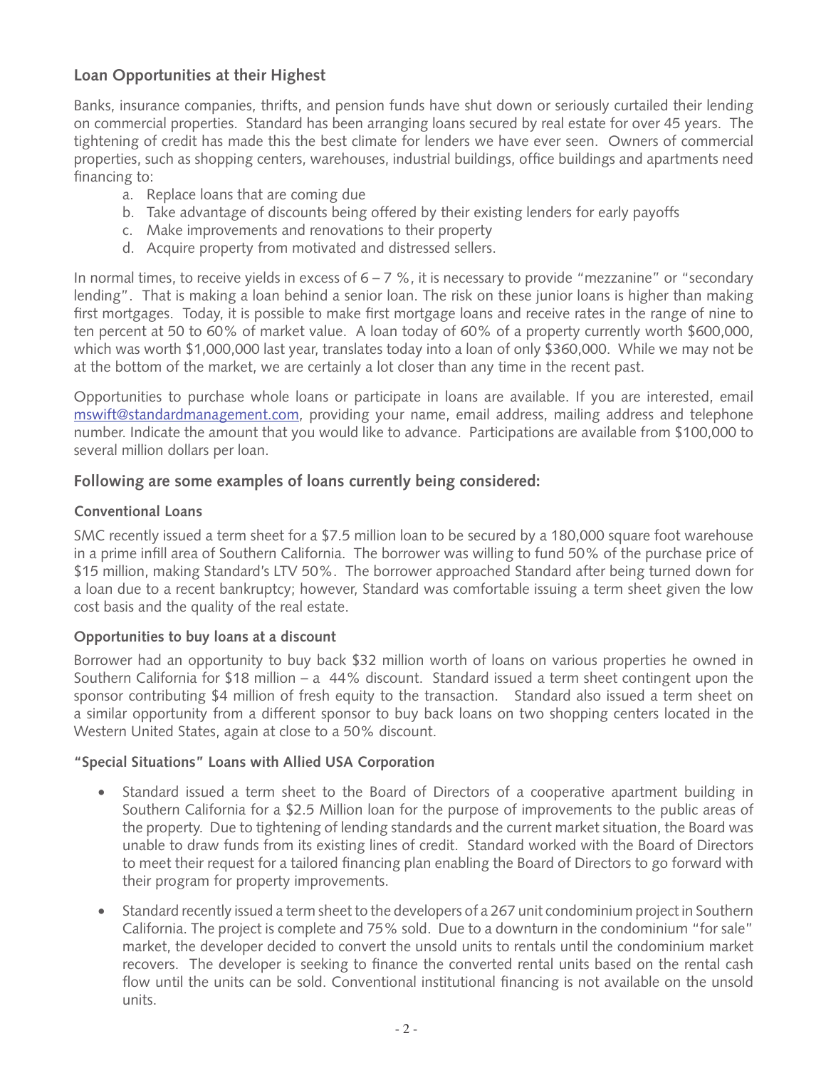## Loan Opportunities at their Highest

Banks, insurance companies, thrifts, and pension funds have shut down or seriously curtailed their lending on commercial properties. Standard has been arranging loans secured by real estate for over 45 years. The tightening of credit has made this the best climate for lenders we have ever seen. Owners of commercial properties, such as shopping centers, warehouses, industrial buildings, office buildings and apartments need financing to:

a. Replace loans that are coming due
b. Take advantage of discounts being offered by their existing lenders for early payoffs
c. Make improvements and renovations to their property
d. Acquire property from motivated and distressed sellers.

In normal times, to receive yields in excess of 6 – 7 %, it is necessary to provide "mezzanine" or "secondary lending". That is making a loan behind a senior loan. The risk on these junior loans is higher than making first mortgages. Today, it is possible to make first mortgage loans and receive rates in the range of nine to ten percent at 50 to 60% of market value. A loan today of 60% of a property currently worth $600,000, which was worth $1,000,000 last year, translates today into a loan of only $360,000. While we may not be at the bottom of the market, we are certainly a lot closer than any time in the recent past.

Opportunities to purchase whole loans or participate in loans are available. If you are interested, email mswift@standardmanagement.com, providing your name, email address, mailing address and telephone number. Indicate the amount that you would like to advance. Participations are available from $100,000 to several million dollars per loan.

## Following are some examples of loans currently being considered:

### Conventional Loans

SMC recently issued a term sheet for a $7.5 million loan to be secured by a 180,000 square foot warehouse in a prime infill area of Southern California. The borrower was willing to fund 50% of the purchase price of $15 million, making Standard's LTV 50%. The borrower approached Standard after being turned down for a loan due to a recent bankruptcy; however, Standard was comfortable issuing a term sheet given the low cost basis and the quality of the real estate.

### Opportunities to buy loans at a discount

Borrower had an opportunity to buy back $32 million worth of loans on various properties he owned in Southern California for $18 million – a 44% discount. Standard issued a term sheet contingent upon the sponsor contributing $4 million of fresh equity to the transaction. Standard also issued a term sheet on a similar opportunity from a different sponsor to buy back loans on two shopping centers located in the Western United States, again at close to a 50% discount.

### "Special Situations" Loans with Allied USA Corporation

- Standard issued a term sheet to the Board of Directors of a cooperative apartment building in Southern California for a $2.5 Million loan for the purpose of improvements to the public areas of the property. Due to tightening of lending standards and the current market situation, the Board was unable to draw funds from its existing lines of credit. Standard worked with the Board of Directors to meet their request for a tailored financing plan enabling the Board of Directors to go forward with their program for property improvements.

- Standard recently issued a term sheet to the developers of a 267 unit condominium project in Southern California. The project is complete and 75% sold. Due to a downturn in the condominium "for sale" market, the developer decided to convert the unsold units to rentals until the condominium market recovers. The developer is seeking to finance the converted rental units based on the rental cash flow until the units can be sold. Conventional institutional financing is not available on the unsold units.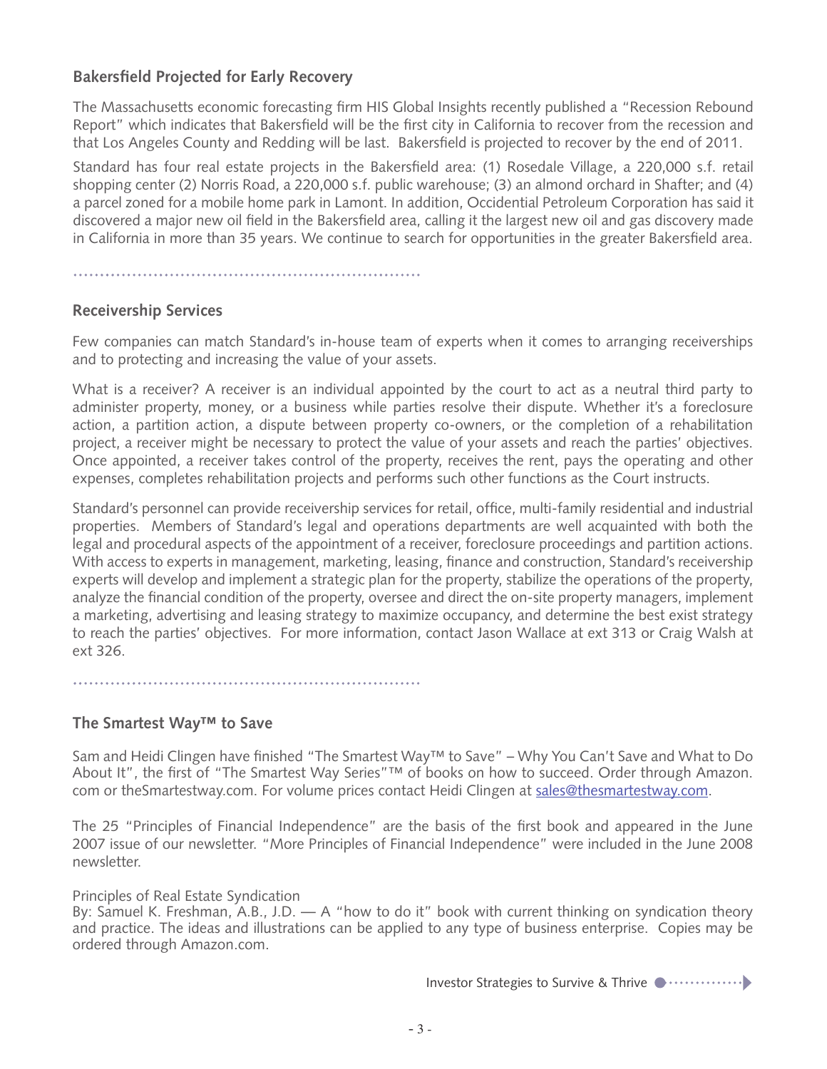## Bakersfield Projected for Early Recovery

The Massachusetts economic forecasting firm HIS Global Insights recently published a "Recession Rebound Report" which indicates that Bakersfield will be the first city in California to recover from the recession and that Los Angeles County and Redding will be last. Bakersfield is projected to recover by the end of 2011.

Standard has four real estate projects in the Bakersfield area: (1) Rosedale Village, a 220,000 s.f. retail shopping center (2) Norris Road, a 220,000 s.f. public warehouse; (3) an almond orchard in Shafter; and (4) a parcel zoned for a mobile home park in Lamont. In addition, Occidential Petroleum Corporation has said it discovered a major new oil field in the Bakersfield area, calling it the largest new oil and gas discovery made in California in more than 35 years. We continue to search for opportunities in the greater Bakersfield area.

## Receivership Services

Few companies can match Standard's in-house team of experts when it comes to arranging receiverships and to protecting and increasing the value of your assets.

What is a receiver? A receiver is an individual appointed by the court to act as a neutral third party to administer property, money, or a business while parties resolve their dispute. Whether it's a foreclosure action, a partition action, a dispute between property co-owners, or the completion of a rehabilitation project, a receiver might be necessary to protect the value of your assets and reach the parties' objectives. Once appointed, a receiver takes control of the property, receives the rent, pays the operating and other expenses, completes rehabilitation projects and performs such other functions as the Court instructs.

Standard's personnel can provide receivership services for retail, office, multi-family residential and industrial properties. Members of Standard's legal and operations departments are well acquainted with both the legal and procedural aspects of the appointment of a receiver, foreclosure proceedings and partition actions. With access to experts in management, marketing, leasing, finance and construction, Standard's receivership experts will develop and implement a strategic plan for the property, stabilize the operations of the property, analyze the financial condition of the property, oversee and direct the on-site property managers, implement a marketing, advertising and leasing strategy to maximize occupancy, and determine the best exist strategy to reach the parties' objectives. For more information, contact Jason Wallace at ext 313 or Craig Walsh at ext 326.

## The Smartest Way™ to Save

Sam and Heidi Clingen have finished "The Smartest Way™ to Save" – Why You Can't Save and What to Do About It", the first of "The Smartest Way Series"™ of books on how to succeed. Order through Amazon.com or theSmartestway.com. For volume prices contact Heidi Clingen at sales@thesmartestway.com.

The 25 "Principles of Financial Independence" are the basis of the first book and appeared in the June 2007 issue of our newsletter. "More Principles of Financial Independence" were included in the June 2008 newsletter.

Principles of Real Estate Syndication
By: Samuel K. Freshman, A.B., J.D. — A "how to do it" book with current thinking on syndication theory and practice. The ideas and illustrations can be applied to any type of business enterprise. Copies may be ordered through Amazon.com.

Investor Strategies to Survive & Thrive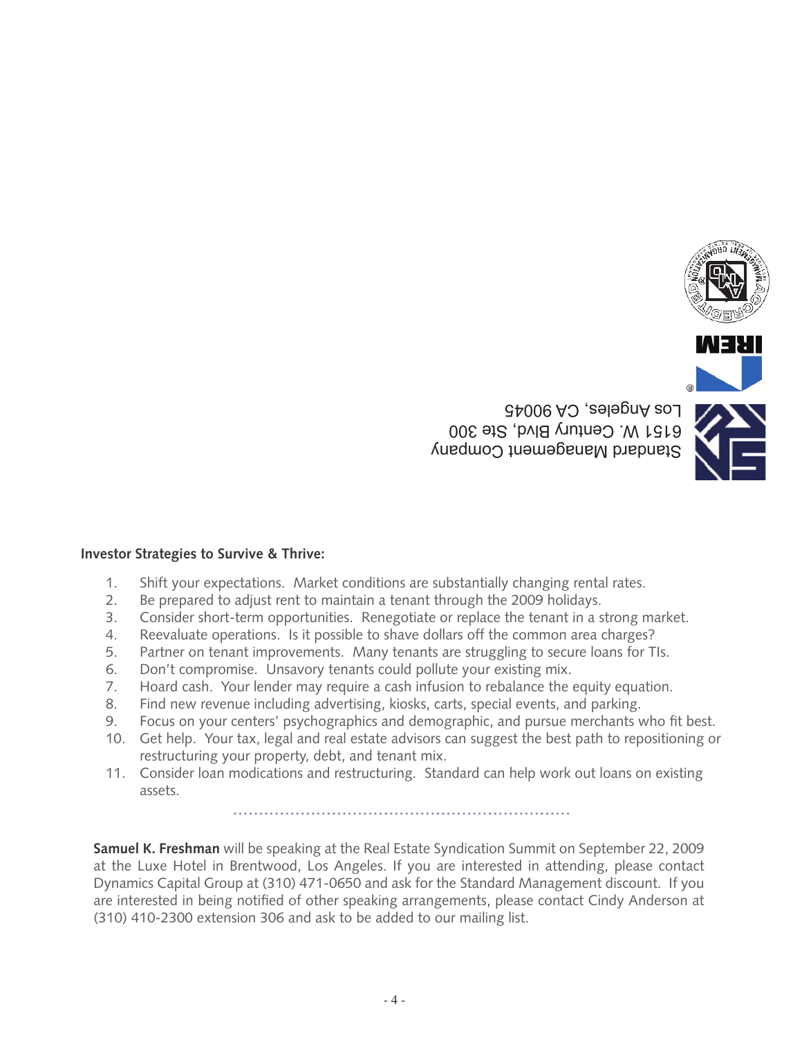Standard Management Company
6151 W. Century Blvd, Ste 300
Los Angeles, CA 90045

**Investor Strategies to Survive & Thrive:**

1. Shift your expectations. Market conditions are substantially changing rental rates.
2. Be prepared to adjust rent to maintain a tenant through the 2009 holidays.
3. Consider short-term opportunities. Renegotiate or replace the tenant in a strong market.
4. Reevaluate operations. Is it possible to shave dollars off the common area charges?
5. Partner on tenant improvements. Many tenants are struggling to secure loans for TIs.
6. Don't compromise. Unsavory tenants could pollute your existing mix.
7. Hoard cash. Your lender may require a cash infusion to rebalance the equity equation.
8. Find new revenue including advertising, kiosks, carts, special events, and parking.
9. Focus on your centers' psychographics and demographic, and pursue merchants who fit best.
10. Get help. Your tax, legal and real estate advisors can suggest the best path to repositioning or restructuring your property, debt, and tenant mix.
11. Consider loan modications and restructuring. Standard can help work out loans on existing assets.

**Samuel K. Freshman** will be speaking at the Real Estate Syndication Summit on September 22, 2009 at the Luxe Hotel in Brentwood, Los Angeles. If you are interested in attending, please contact Dynamics Capital Group at (310) 471-0650 and ask for the Standard Management discount. If you are interested in being notified of other speaking arrangements, please contact Cindy Anderson at (310) 410-2300 extension 306 and ask to be added to our mailing list.